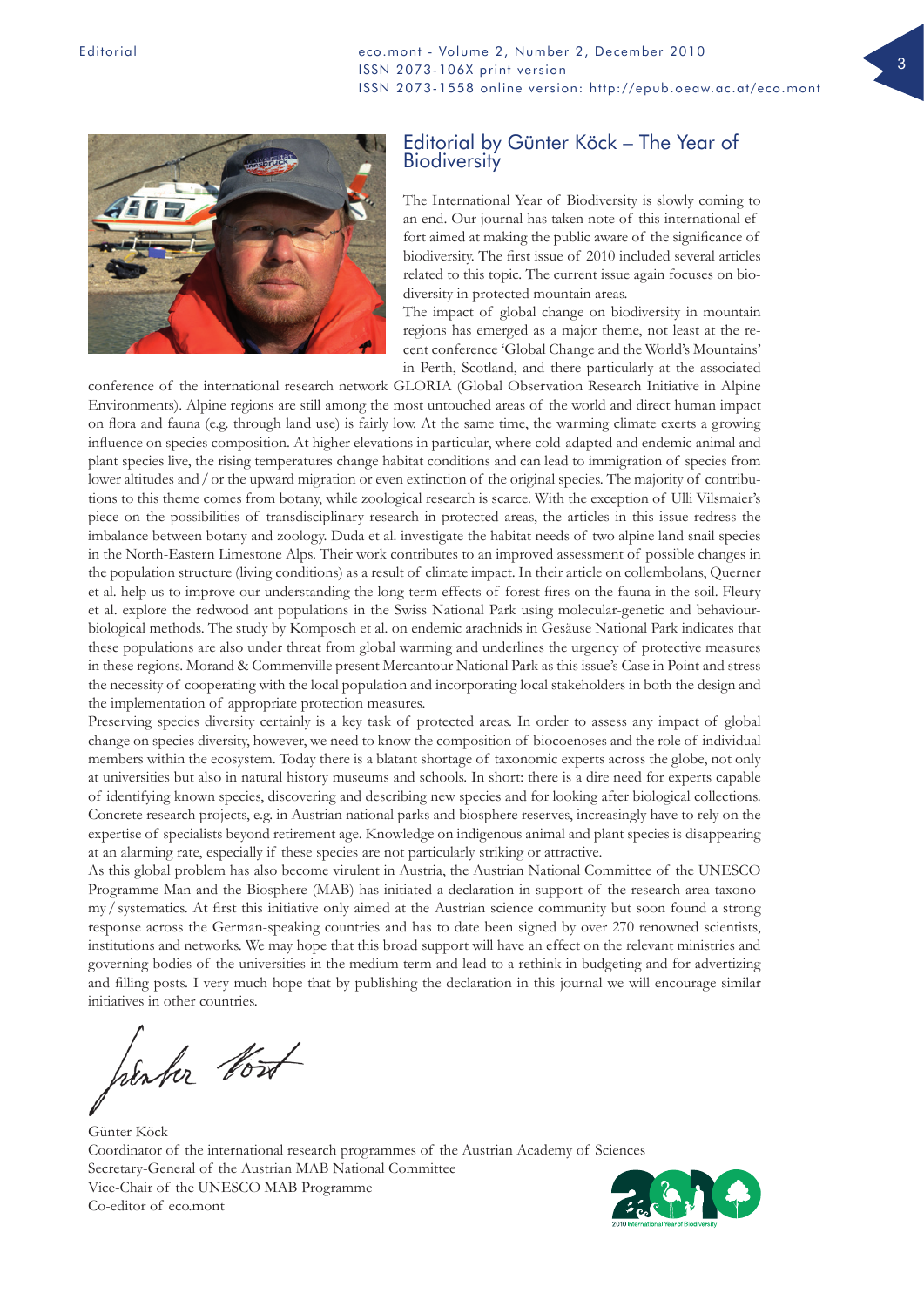# Editorial by Günter Köck – The Year of Biodiversity

The International Year of Biodiversity is slowly coming to an end. Our journal has taken note of this international effort aimed at making the public aware of the significance of biodiversity. The first issue of 2010 included several articles related to this topic. The current issue again focuses on biodiversity in protected mountain areas.

The impact of global change on biodiversity in mountain regions has emerged as a major theme, not least at the recent conference 'Global Change and the World's Mountains' in Perth, Scotland, and there particularly at the associated conference of the international research network GLORIA (Global Observation Research Initiative in Alpine Environments). Alpine regions are still among the most untouched areas of the world and direct human impact on flora and fauna (e.g. through land use) is fairly low. At the same time, the warming climate exerts a growing influence on species composition. At higher elevations in particular, where cold-adapted and endemic animal and plant species live, the rising temperatures change habitat conditions and can lead to immigration of species from lower altitudes and / or the upward migration or even extinction of the original species. The majority of contributions to this theme comes from botany, while zoological research is scarce. With the exception of Ulli Vilsmaier's piece on the possibilities of transdisciplinary research in protected areas, the articles in this issue redress the imbalance between botany and zoology. Duda et al. investigate the habitat needs of two alpine land snail species in the North-Eastern Limestone Alps. Their work contributes to an improved assessment of possible changes in the population structure (living conditions) as a result of climate impact. In their article on collembolans, Querner et al. help us to improve our understanding the long-term effects of forest fires on the fauna in the soil. Fleury et al. explore the redwood ant populations in the Swiss National Park using molecular-genetic and behaviour-biological methods. The study by Komposch et al. on endemic arachnids in Gesäuse National Park indicates that these populations are also under threat from global warming and underlines the urgency of protective measures in these regions. Morand & Commenville present Mercantour National Park as this issue's Case in Point and stress the necessity of cooperating with the local population and incorporating local stakeholders in both the design and the implementation of appropriate protection measures.

Preserving species diversity certainly is a key task of protected areas. In order to assess any impact of global change on species diversity, however, we need to know the composition of biocoenoses and the role of individual members within the ecosystem. Today there is a blatant shortage of taxonomic experts across the globe, not only at universities but also in natural history museums and schools. In short: there is a dire need for experts capable of identifying known species, discovering and describing new species and for looking after biological collections. Concrete research projects, e.g. in Austrian national parks and biosphere reserves, increasingly have to rely on the expertise of specialists beyond retirement age. Knowledge on indigenous animal and plant species is disappearing at an alarming rate, especially if these species are not particularly striking or attractive.

As this global problem has also become virulent in Austria, the Austrian National Committee of the UNESCO Programme Man and the Biosphere (MAB) has initiated a declaration in support of the research area taxonomy / systematics. At first this initiative only aimed at the Austrian science community but soon found a strong response across the German-speaking countries and has to date been signed by over 270 renowned scientists, institutions and networks. We may hope that this broad support will have an effect on the relevant ministries and governing bodies of the universities in the medium term and lead to a rethink in budgeting and for advertizing and filling posts. I very much hope that by publishing the declaration in this journal we will encourage similar initiatives in other countries.

Günter Köck
Coordinator of the international research programmes of the Austrian Academy of Sciences
Secretary-General of the Austrian MAB National Committee
Vice-Chair of the UNESCO MAB Programme
Co-editor of eco.mont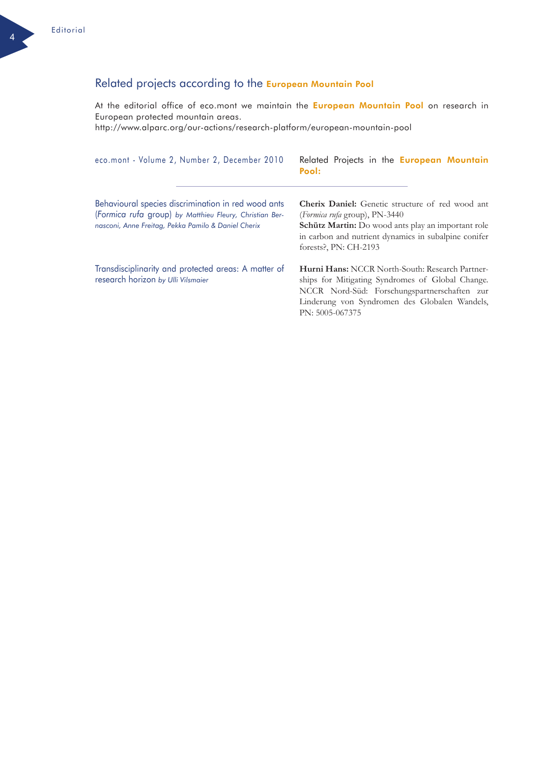## Related projects according to the **European Mountain Pool**

At the editorial office of eco.mont we maintain the **European Mountain Pool** on research in European protected mountain areas.
http://www.alparc.org/our-actions/research-platform/european-mountain-pool

| eco.mont - Volume 2, Number 2, December 2010 | Related Projects in the **European Mountain Pool:** |
| --- | --- |
| Behavioural species discrimination in red wood ants (*Formica rufa* group) *by Matthieu Fleury, Christian Bernasconi, Anne Freitag, Pekka Pamilo & Daniel Cherix* | **Cherix Daniel:** Genetic structure of red wood ant (*Formica rufa* group), PN-3440<br>**Schütz Martin:** Do wood ants play an important role in carbon and nutrient dynamics in subalpine conifer forests?, PN: CH-2193 |
| Transdisciplinarity and protected areas: A matter of research horizon *by Ulli Vilsmaier* | **Hurni Hans:** NCCR North-South: Research Partnerships for Mitigating Syndromes of Global Change. NCCR Nord-Süd: Forschungspartnerschaften zur Linderung von Syndromen des Globalen Wandels, PN: 5005-067375 |